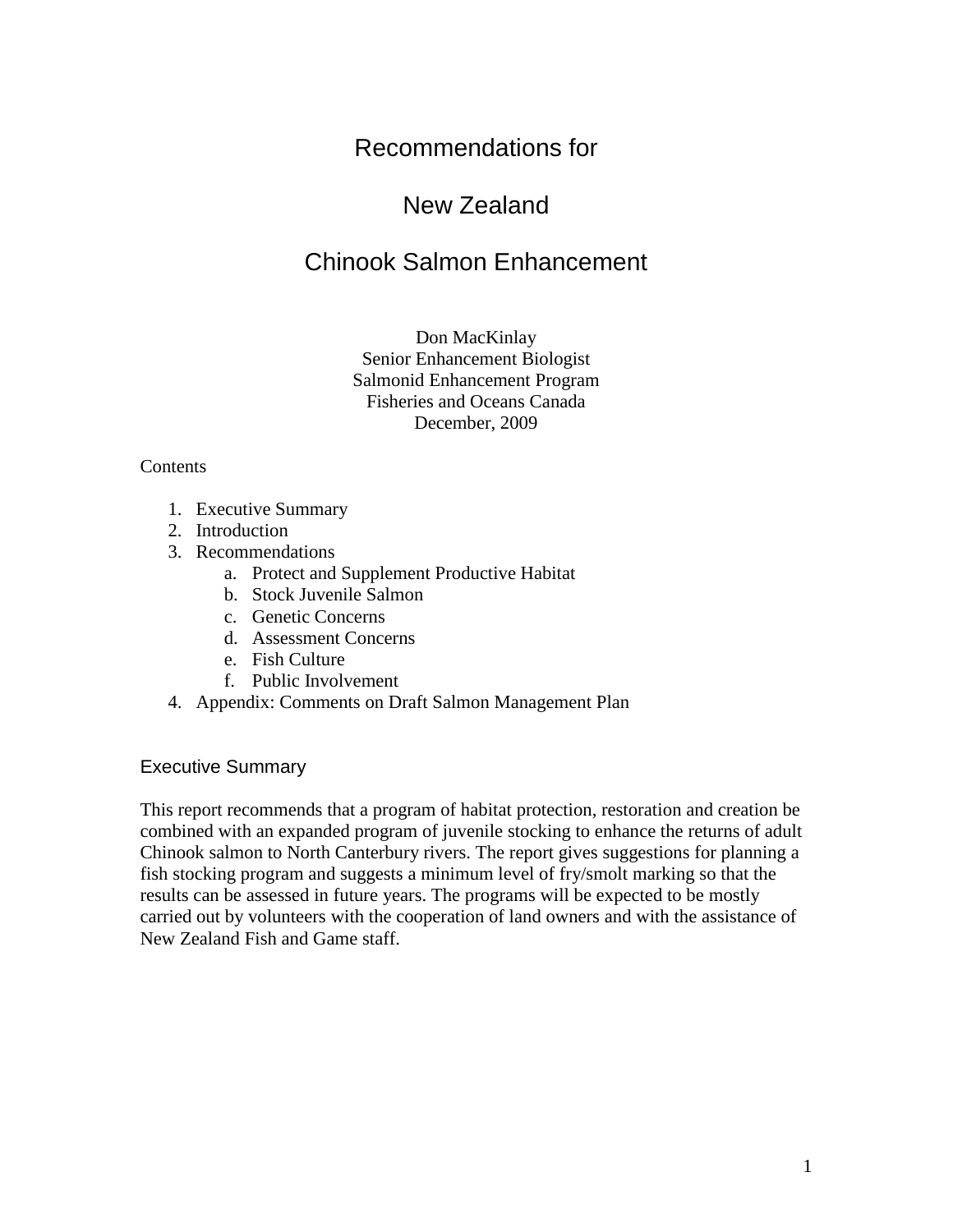# Recommendations for New Zealand Chinook Salmon Enhancement

Don MacKinlay
Senior Enhancement Biologist
Salmonid Enhancement Program
Fisheries and Oceans Canada
December, 2009

Contents

1. Executive Summary
2. Introduction
3. Recommendations
   a. Protect and Supplement Productive Habitat
   b. Stock Juvenile Salmon
   c. Genetic Concerns
   d. Assessment Concerns
   e. Fish Culture
   f. Public Involvement
4. Appendix: Comments on Draft Salmon Management Plan

## Executive Summary

This report recommends that a program of habitat protection, restoration and creation be combined with an expanded program of juvenile stocking to enhance the returns of adult Chinook salmon to North Canterbury rivers. The report gives suggestions for planning a fish stocking program and suggests a minimum level of fry/smolt marking so that the results can be assessed in future years. The programs will be expected to be mostly carried out by volunteers with the cooperation of land owners and with the assistance of New Zealand Fish and Game staff.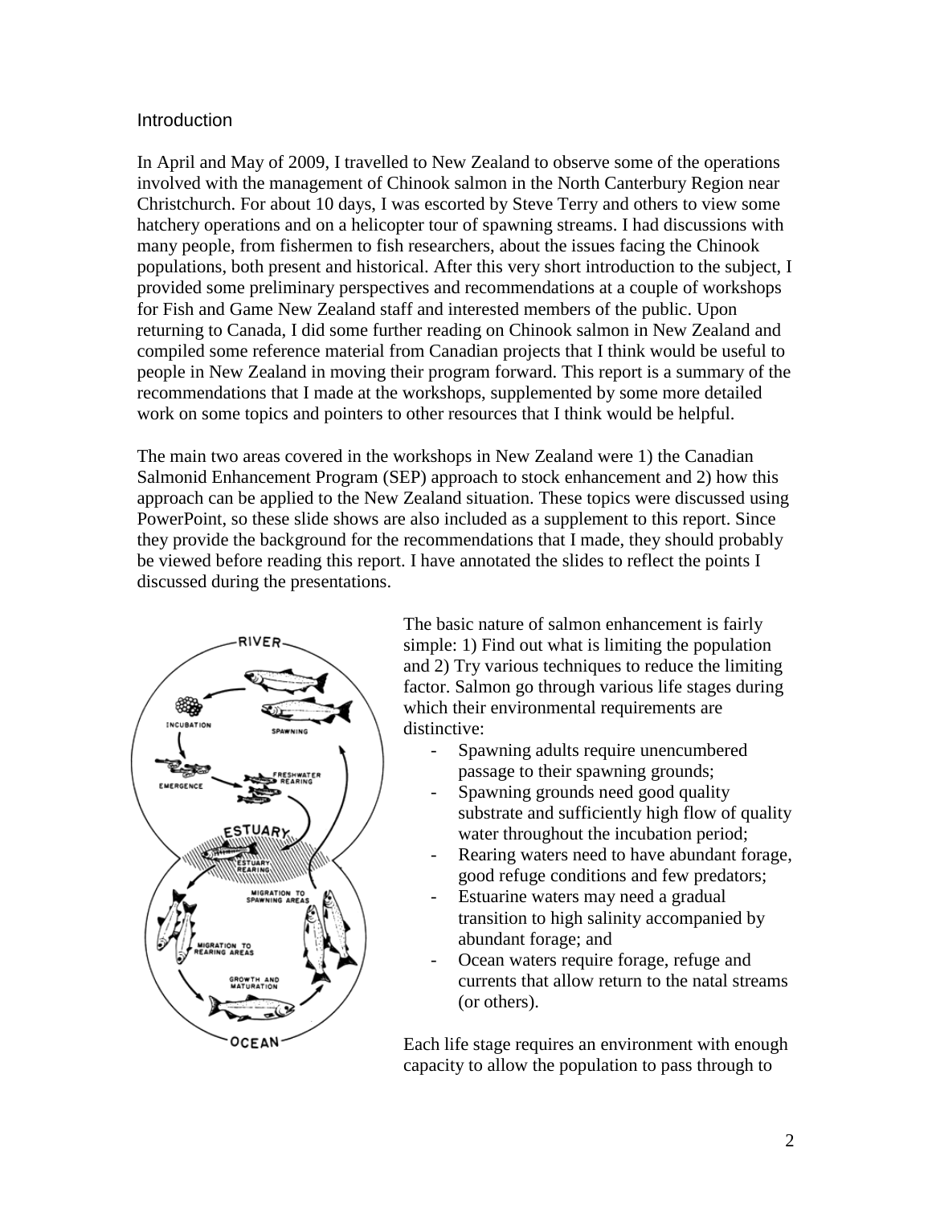## Introduction

In April and May of 2009, I travelled to New Zealand to observe some of the operations involved with the management of Chinook salmon in the North Canterbury Region near Christchurch. For about 10 days, I was escorted by Steve Terry and others to view some hatchery operations and on a helicopter tour of spawning streams. I had discussions with many people, from fishermen to fish researchers, about the issues facing the Chinook populations, both present and historical. After this very short introduction to the subject, I provided some preliminary perspectives and recommendations at a couple of workshops for Fish and Game New Zealand staff and interested members of the public. Upon returning to Canada, I did some further reading on Chinook salmon in New Zealand and compiled some reference material from Canadian projects that I think would be useful to people in New Zealand in moving their program forward. This report is a summary of the recommendations that I made at the workshops, supplemented by some more detailed work on some topics and pointers to other resources that I think would be helpful.

The main two areas covered in the workshops in New Zealand were 1) the Canadian Salmonid Enhancement Program (SEP) approach to stock enhancement and 2) how this approach can be applied to the New Zealand situation. These topics were discussed using PowerPoint, so these slide shows are also included as a supplement to this report. Since they provide the background for the recommendations that I made, they should probably be viewed before reading this report. I have annotated the slides to reflect the points I discussed during the presentations.

The basic nature of salmon enhancement is fairly simple: 1) Find out what is limiting the population and 2) Try various techniques to reduce the limiting factor. Salmon go through various life stages during which their environmental requirements are distinctive:

- Spawning adults require unencumbered passage to their spawning grounds;
- Spawning grounds need good quality substrate and sufficiently high flow of quality water throughout the incubation period;
- Rearing waters need to have abundant forage, good refuge conditions and few predators;
- Estuarine waters may need a gradual transition to high salinity accompanied by abundant forage; and
- Ocean waters require forage, refuge and currents that allow return to the natal streams (or others).

Each life stage requires an environment with enough capacity to allow the population to pass through to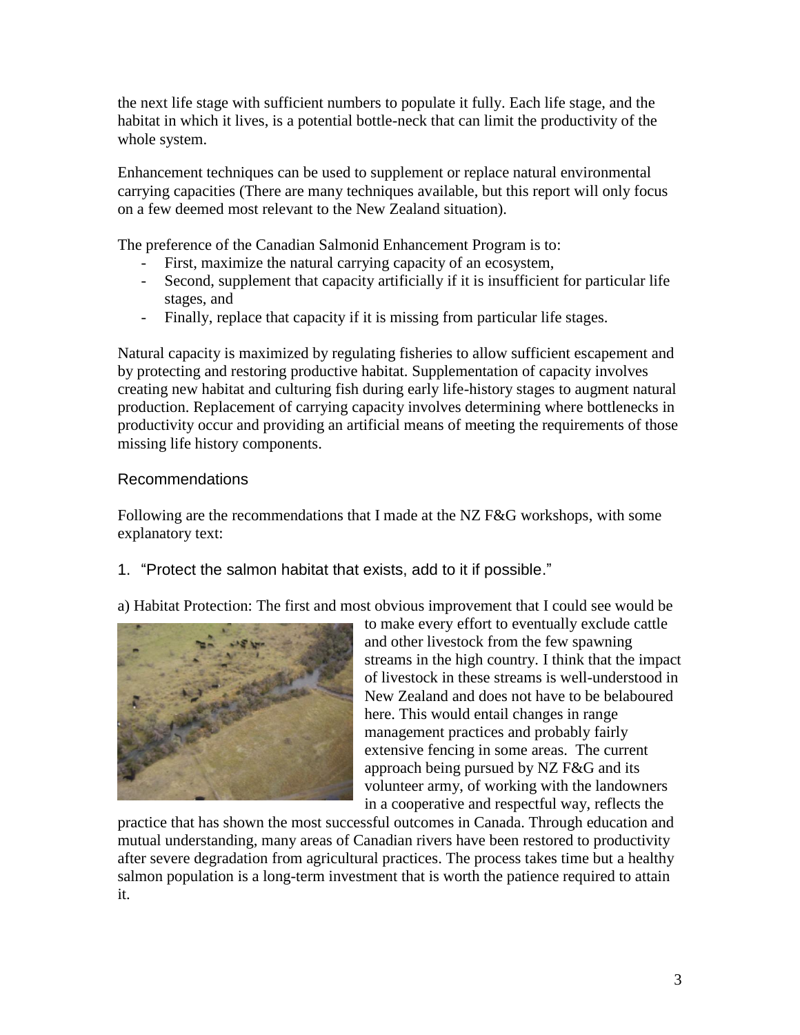the next life stage with sufficient numbers to populate it fully. Each life stage, and the habitat in which it lives, is a potential bottle-neck that can limit the productivity of the whole system.

Enhancement techniques can be used to supplement or replace natural environmental carrying capacities (There are many techniques available, but this report will only focus on a few deemed most relevant to the New Zealand situation).

The preference of the Canadian Salmonid Enhancement Program is to:

- First, maximize the natural carrying capacity of an ecosystem,
- Second, supplement that capacity artificially if it is insufficient for particular life stages, and
- Finally, replace that capacity if it is missing from particular life stages.

Natural capacity is maximized by regulating fisheries to allow sufficient escapement and by protecting and restoring productive habitat. Supplementation of capacity involves creating new habitat and culturing fish during early life-history stages to augment natural production. Replacement of carrying capacity involves determining where bottlenecks in productivity occur and providing an artificial means of meeting the requirements of those missing life history components.

## Recommendations

Following are the recommendations that I made at the NZ F&G workshops, with some explanatory text:

### 1. "Protect the salmon habitat that exists, add to it if possible."

a) Habitat Protection: The first and most obvious improvement that I could see would be to make every effort to eventually exclude cattle and other livestock from the few spawning streams in the high country. I think that the impact of livestock in these streams is well-understood in New Zealand and does not have to be belaboured here. This would entail changes in range management practices and probably fairly extensive fencing in some areas. The current approach being pursued by NZ F&G and its volunteer army, of working with the landowners in a cooperative and respectful way, reflects the practice that has shown the most successful outcomes in Canada. Through education and mutual understanding, many areas of Canadian rivers have been restored to productivity after severe degradation from agricultural practices. The process takes time but a healthy salmon population is a long-term investment that is worth the patience required to attain it.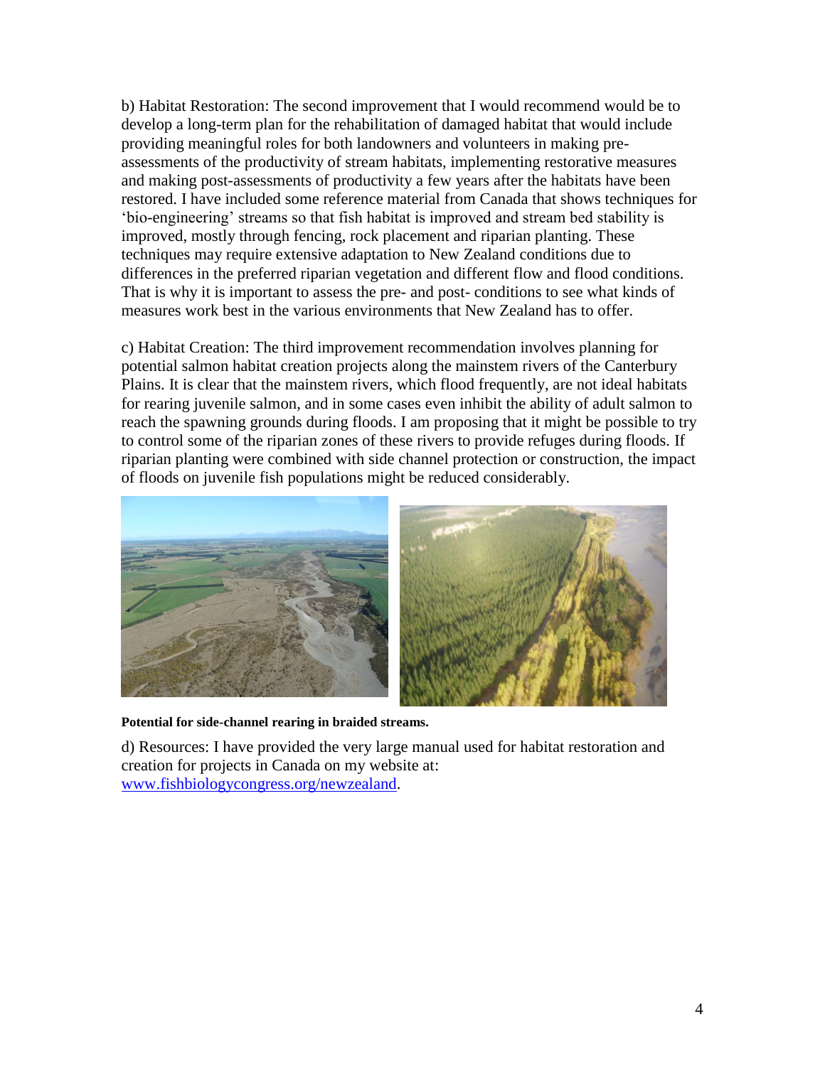b) Habitat Restoration: The second improvement that I would recommend would be to develop a long-term plan for the rehabilitation of damaged habitat that would include providing meaningful roles for both landowners and volunteers in making pre-assessments of the productivity of stream habitats, implementing restorative measures and making post-assessments of productivity a few years after the habitats have been restored. I have included some reference material from Canada that shows techniques for 'bio-engineering' streams so that fish habitat is improved and stream bed stability is improved, mostly through fencing, rock placement and riparian planting. These techniques may require extensive adaptation to New Zealand conditions due to differences in the preferred riparian vegetation and different flow and flood conditions. That is why it is important to assess the pre- and post- conditions to see what kinds of measures work best in the various environments that New Zealand has to offer.

c) Habitat Creation: The third improvement recommendation involves planning for potential salmon habitat creation projects along the mainstem rivers of the Canterbury Plains. It is clear that the mainstem rivers, which flood frequently, are not ideal habitats for rearing juvenile salmon, and in some cases even inhibit the ability of adult salmon to reach the spawning grounds during floods. I am proposing that it might be possible to try to control some of the riparian zones of these rivers to provide refuges during floods. If riparian planting were combined with side channel protection or construction, the impact of floods on juvenile fish populations might be reduced considerably.

**Potential for side-channel rearing in braided streams.**

d) Resources: I have provided the very large manual used for habitat restoration and creation for projects in Canada on my website at: [www.fishbiologycongress.org/newzealand](www.fishbiologycongress.org/newzealand).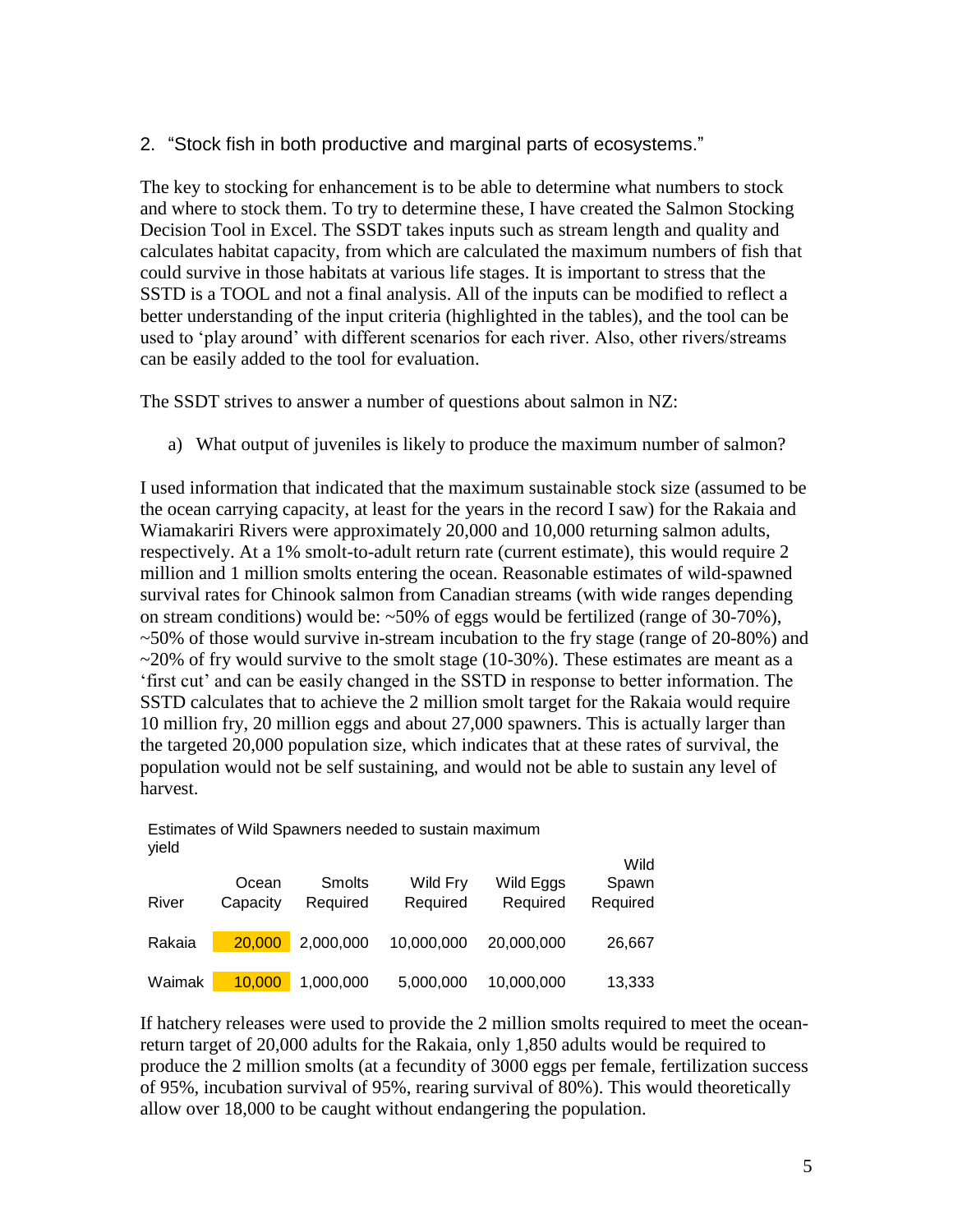2. "Stock fish in both productive and marginal parts of ecosystems."

The key to stocking for enhancement is to be able to determine what numbers to stock and where to stock them. To try to determine these, I have created the Salmon Stocking Decision Tool in Excel. The SSDT takes inputs such as stream length and quality and calculates habitat capacity, from which are calculated the maximum numbers of fish that could survive in those habitats at various life stages. It is important to stress that the SSTD is a TOOL and not a final analysis. All of the inputs can be modified to reflect a better understanding of the input criteria (highlighted in the tables), and the tool can be used to 'play around' with different scenarios for each river. Also, other rivers/streams can be easily added to the tool for evaluation.

The SSDT strives to answer a number of questions about salmon in NZ:

a) What output of juveniles is likely to produce the maximum number of salmon?

I used information that indicated that the maximum sustainable stock size (assumed to be the ocean carrying capacity, at least for the years in the record I saw) for the Rakaia and Wiamakariri Rivers were approximately 20,000 and 10,000 returning salmon adults, respectively. At a 1% smolt-to-adult return rate (current estimate), this would require 2 million and 1 million smolts entering the ocean. Reasonable estimates of wild-spawned survival rates for Chinook salmon from Canadian streams (with wide ranges depending on stream conditions) would be: ~50% of eggs would be fertilized (range of 30-70%), ~50% of those would survive in-stream incubation to the fry stage (range of 20-80%) and ~20% of fry would survive to the smolt stage (10-30%). These estimates are meant as a 'first cut' and can be easily changed in the SSTD in response to better information. The SSTD calculates that to achieve the 2 million smolt target for the Rakaia would require 10 million fry, 20 million eggs and about 27,000 spawners. This is actually larger than the targeted 20,000 population size, which indicates that at these rates of survival, the population would not be self sustaining, and would not be able to sustain any level of harvest.

Estimates of Wild Spawners needed to sustain maximum yield

| River | Ocean Capacity | Smolts Required | Wild Fry Required | Wild Eggs Required | Wild Spawn Required |
|---|---|---|---|---|---|
| Rakaia | 20,000 | 2,000,000 | 10,000,000 | 20,000,000 | 26,667 |
| Waimak | 10,000 | 1,000,000 | 5,000,000 | 10,000,000 | 13,333 |

If hatchery releases were used to provide the 2 million smolts required to meet the ocean-return target of 20,000 adults for the Rakaia, only 1,850 adults would be required to produce the 2 million smolts (at a fecundity of 3000 eggs per female, fertilization success of 95%, incubation survival of 95%, rearing survival of 80%). This would theoretically allow over 18,000 to be caught without endangering the population.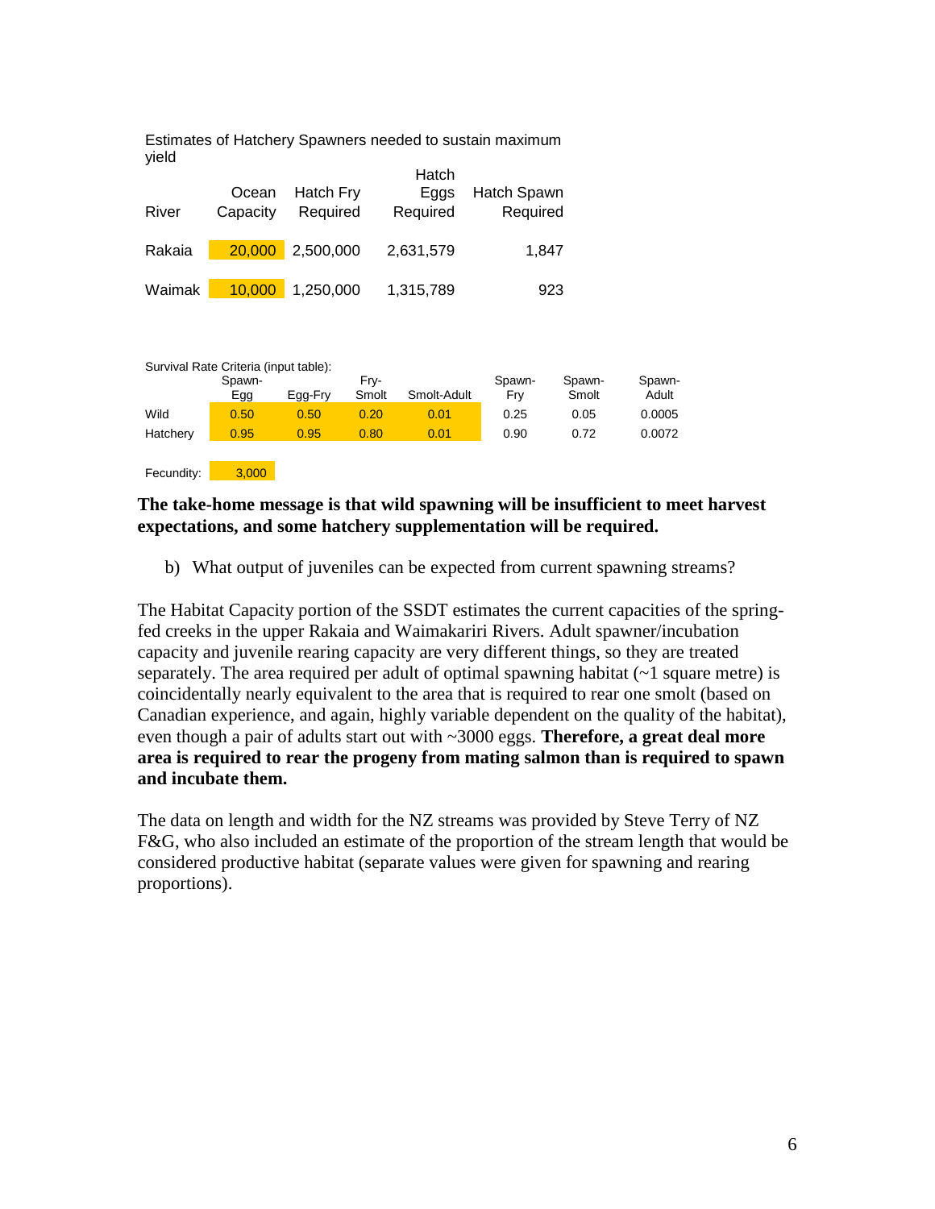Estimates of Hatchery Spawners needed to sustain maximum yield

| River | Ocean Capacity | Hatch Fry Required | Hatch Eggs Required | Hatch Spawn Required |
|---|---|---|---|---|
| Rakaia | 20,000 | 2,500,000 | 2,631,579 | 1,847 |
| Waimak | 10,000 | 1,250,000 | 1,315,789 | 923 |

Survival Rate Criteria (input table):

| | Spawn-Egg | Egg-Fry | Fry-Smolt | Smolt-Adult | Spawn-Fry | Spawn-Smolt | Spawn-Adult |
|---|---|---|---|---|---|---|---|
| Wild | 0.50 | 0.50 | 0.20 | 0.01 | 0.25 | 0.05 | 0.0005 |
| Hatchery | 0.95 | 0.95 | 0.80 | 0.01 | 0.90 | 0.72 | 0.0072 |

Fecundity: 3,000

**The take-home message is that wild spawning will be insufficient to meet harvest expectations, and some hatchery supplementation will be required.**

b) What output of juveniles can be expected from current spawning streams?

The Habitat Capacity portion of the SSDT estimates the current capacities of the spring-fed creeks in the upper Rakaia and Waimakariri Rivers. Adult spawner/incubation capacity and juvenile rearing capacity are very different things, so they are treated separately. The area required per adult of optimal spawning habitat (~1 square metre) is coincidentally nearly equivalent to the area that is required to rear one smolt (based on Canadian experience, and again, highly variable dependent on the quality of the habitat), even though a pair of adults start out with ~3000 eggs. **Therefore, a great deal more area is required to rear the progeny from mating salmon than is required to spawn and incubate them.**

The data on length and width for the NZ streams was provided by Steve Terry of NZ F&G, who also included an estimate of the proportion of the stream length that would be considered productive habitat (separate values were given for spawning and rearing proportions).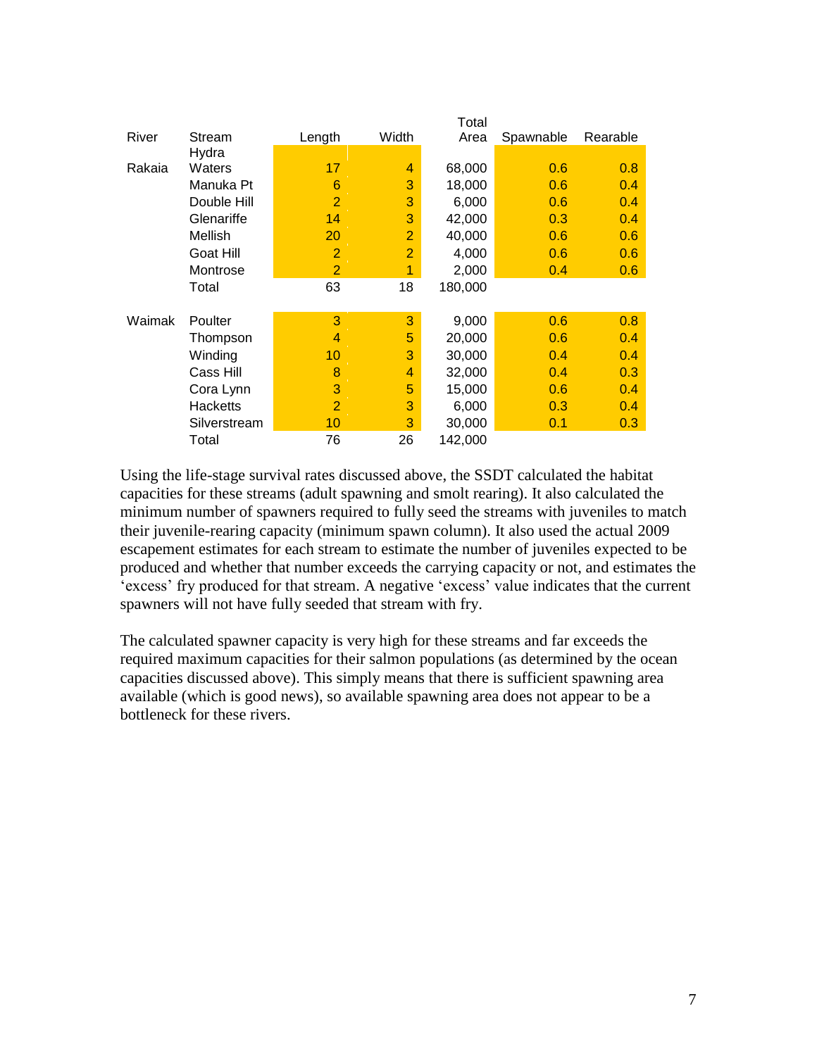| River | Stream | Length | Width | Total Area | Spawnable | Rearable |
|---|---|---|---|---|---|---|
| Rakaia | Hydra Waters | 17 | 4 | 68,000 | 0.6 | 0.8 |
| | Manuka Pt | 6 | 3 | 18,000 | 0.6 | 0.4 |
| | Double Hill | 2 | 3 | 6,000 | 0.6 | 0.4 |
| | Glenariffe | 14 | 3 | 42,000 | 0.3 | 0.4 |
| | Mellish | 20 | 2 | 40,000 | 0.6 | 0.6 |
| | Goat Hill | 2 | 2 | 4,000 | 0.6 | 0.6 |
| | Montrose | 2 | 1 | 2,000 | 0.4 | 0.6 |
| | Total | 63 | 18 | 180,000 | | |
| | | | | | | |
| Waimak | Poulter | 3 | 3 | 9,000 | 0.6 | 0.8 |
| | Thompson | 4 | 5 | 20,000 | 0.6 | 0.4 |
| | Winding | 10 | 3 | 30,000 | 0.4 | 0.4 |
| | Cass Hill | 8 | 4 | 32,000 | 0.4 | 0.3 |
| | Cora Lynn | 3 | 5 | 15,000 | 0.6 | 0.4 |
| | Hacketts | 2 | 3 | 6,000 | 0.3 | 0.4 |
| | Silverstream | 10 | 3 | 30,000 | 0.1 | 0.3 |
| | Total | 76 | 26 | 142,000 | | |

Using the life-stage survival rates discussed above, the SSDT calculated the habitat capacities for these streams (adult spawning and smolt rearing). It also calculated the minimum number of spawners required to fully seed the streams with juveniles to match their juvenile-rearing capacity (minimum spawn column). It also used the actual 2009 escapement estimates for each stream to estimate the number of juveniles expected to be produced and whether that number exceeds the carrying capacity or not, and estimates the 'excess' fry produced for that stream. A negative 'excess' value indicates that the current spawners will not have fully seeded that stream with fry.

The calculated spawner capacity is very high for these streams and far exceeds the required maximum capacities for their salmon populations (as determined by the ocean capacities discussed above). This simply means that there is sufficient spawning area available (which is good news), so available spawning area does not appear to be a bottleneck for these rivers.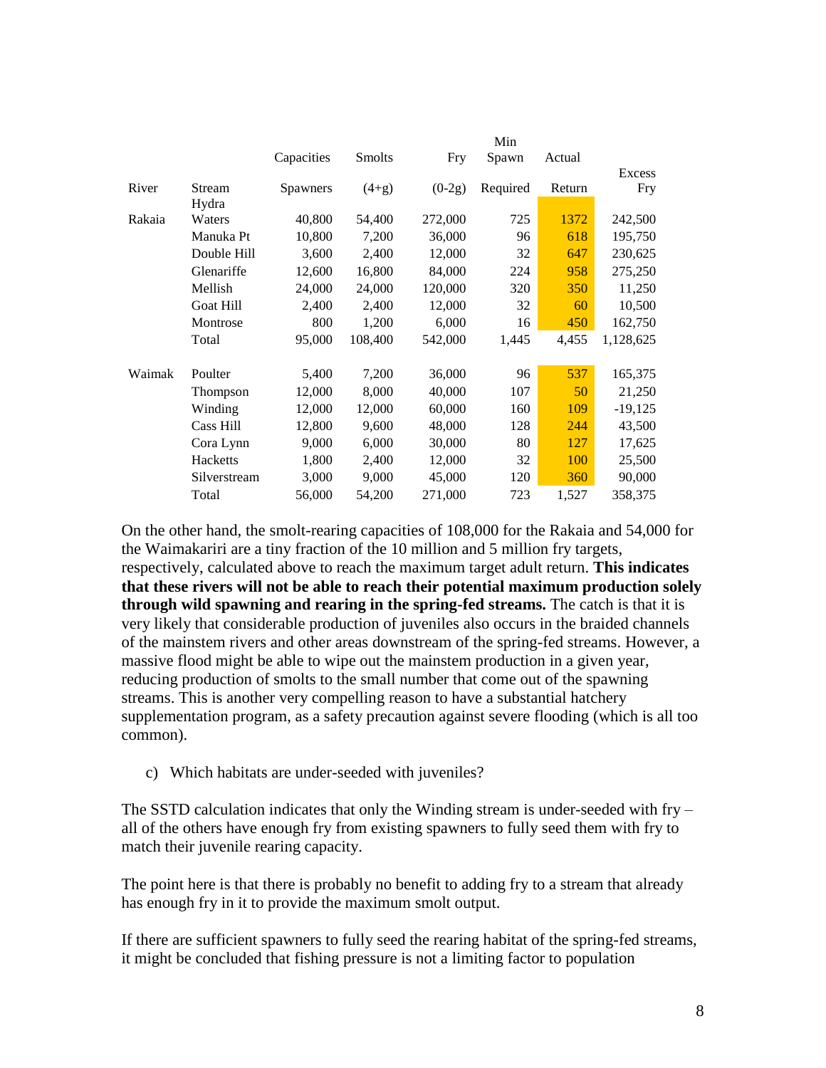| | | Capacities | Smolts | Fry | Min Spawn | Actual | Excess |
|---|---|---|---|---|---|---|---|
| River | Stream | Spawners | (4+g) | (0-2g) | Required | Return | Fry |
| Rakaia | Hydra Waters | 40,800 | 54,400 | 272,000 | 725 | 1372 | 242,500 |
| | Manuka Pt | 10,800 | 7,200 | 36,000 | 96 | 618 | 195,750 |
| | Double Hill | 3,600 | 2,400 | 12,000 | 32 | 647 | 230,625 |
| | Glenariffe | 12,600 | 16,800 | 84,000 | 224 | 958 | 275,250 |
| | Mellish | 24,000 | 24,000 | 120,000 | 320 | 350 | 11,250 |
| | Goat Hill | 2,400 | 2,400 | 12,000 | 32 | 60 | 10,500 |
| | Montrose | 800 | 1,200 | 6,000 | 16 | 450 | 162,750 |
| | Total | 95,000 | 108,400 | 542,000 | 1,445 | 4,455 | 1,128,625 |
| | | | | | | | |
| Waimak | Poulter | 5,400 | 7,200 | 36,000 | 96 | 537 | 165,375 |
| | Thompson | 12,000 | 8,000 | 40,000 | 107 | 50 | 21,250 |
| | Winding | 12,000 | 12,000 | 60,000 | 160 | 109 | -19,125 |
| | Cass Hill | 12,800 | 9,600 | 48,000 | 128 | 244 | 43,500 |
| | Cora Lynn | 9,000 | 6,000 | 30,000 | 80 | 127 | 17,625 |
| | Hacketts | 1,800 | 2,400 | 12,000 | 32 | 100 | 25,500 |
| | Silverstream | 3,000 | 9,000 | 45,000 | 120 | 360 | 90,000 |
| | Total | 56,000 | 54,200 | 271,000 | 723 | 1,527 | 358,375 |

On the other hand, the smolt-rearing capacities of 108,000 for the Rakaia and 54,000 for the Waimakariri are a tiny fraction of the 10 million and 5 million fry targets, respectively, calculated above to reach the maximum target adult return. **This indicates that these rivers will not be able to reach their potential maximum production solely through wild spawning and rearing in the spring-fed streams.** The catch is that it is very likely that considerable production of juveniles also occurs in the braided channels of the mainstem rivers and other areas downstream of the spring-fed streams. However, a massive flood might be able to wipe out the mainstem production in a given year, reducing production of smolts to the small number that come out of the spawning streams. This is another very compelling reason to have a substantial hatchery supplementation program, as a safety precaution against severe flooding (which is all too common).

c) Which habitats are under-seeded with juveniles?

The SSTD calculation indicates that only the Winding stream is under-seeded with fry – all of the others have enough fry from existing spawners to fully seed them with fry to match their juvenile rearing capacity.

The point here is that there is probably no benefit to adding fry to a stream that already has enough fry in it to provide the maximum smolt output.

If there are sufficient spawners to fully seed the rearing habitat of the spring-fed streams, it might be concluded that fishing pressure is not a limiting factor to population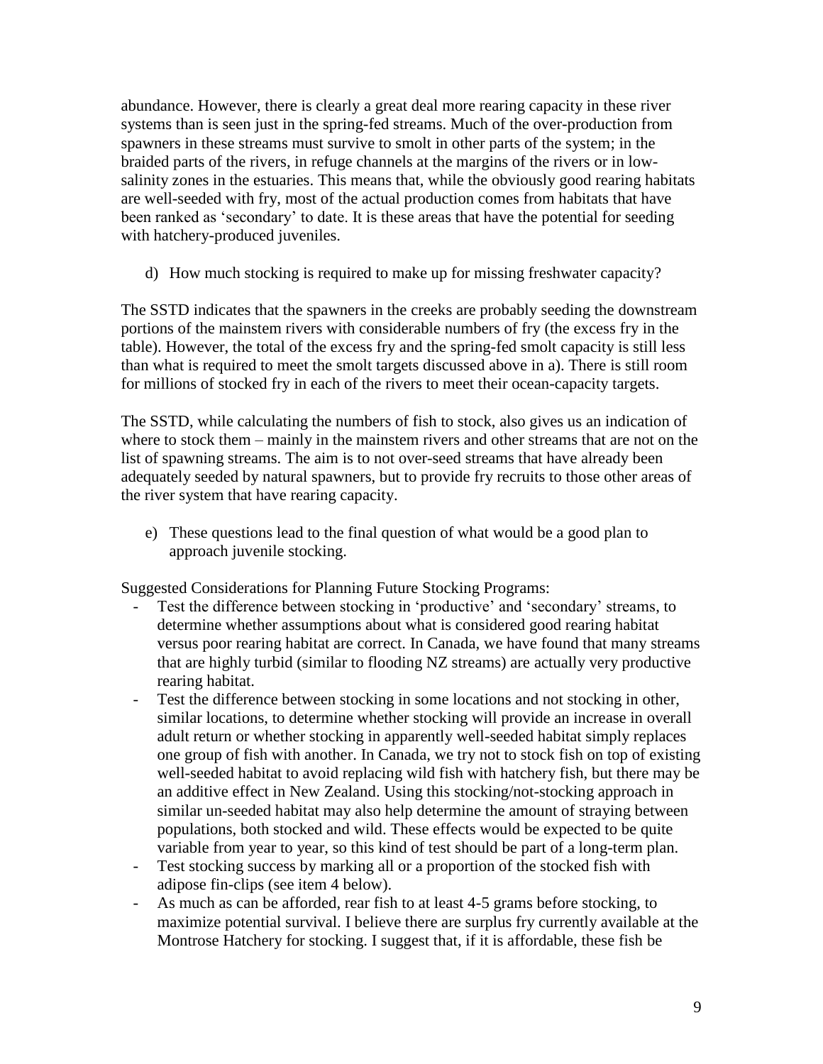abundance. However, there is clearly a great deal more rearing capacity in these river systems than is seen just in the spring-fed streams. Much of the over-production from spawners in these streams must survive to smolt in other parts of the system; in the braided parts of the rivers, in refuge channels at the margins of the rivers or in low-salinity zones in the estuaries. This means that, while the obviously good rearing habitats are well-seeded with fry, most of the actual production comes from habitats that have been ranked as 'secondary' to date. It is these areas that have the potential for seeding with hatchery-produced juveniles.

d) How much stocking is required to make up for missing freshwater capacity?

The SSTD indicates that the spawners in the creeks are probably seeding the downstream portions of the mainstem rivers with considerable numbers of fry (the excess fry in the table). However, the total of the excess fry and the spring-fed smolt capacity is still less than what is required to meet the smolt targets discussed above in a). There is still room for millions of stocked fry in each of the rivers to meet their ocean-capacity targets.

The SSTD, while calculating the numbers of fish to stock, also gives us an indication of where to stock them – mainly in the mainstem rivers and other streams that are not on the list of spawning streams. The aim is to not over-seed streams that have already been adequately seeded by natural spawners, but to provide fry recruits to those other areas of the river system that have rearing capacity.

e) These questions lead to the final question of what would be a good plan to approach juvenile stocking.

Suggested Considerations for Planning Future Stocking Programs:

- Test the difference between stocking in 'productive' and 'secondary' streams, to determine whether assumptions about what is considered good rearing habitat versus poor rearing habitat are correct. In Canada, we have found that many streams that are highly turbid (similar to flooding NZ streams) are actually very productive rearing habitat.
- Test the difference between stocking in some locations and not stocking in other, similar locations, to determine whether stocking will provide an increase in overall adult return or whether stocking in apparently well-seeded habitat simply replaces one group of fish with another. In Canada, we try not to stock fish on top of existing well-seeded habitat to avoid replacing wild fish with hatchery fish, but there may be an additive effect in New Zealand. Using this stocking/not-stocking approach in similar un-seeded habitat may also help determine the amount of straying between populations, both stocked and wild. These effects would be expected to be quite variable from year to year, so this kind of test should be part of a long-term plan.
- Test stocking success by marking all or a proportion of the stocked fish with adipose fin-clips (see item 4 below).
- As much as can be afforded, rear fish to at least 4-5 grams before stocking, to maximize potential survival. I believe there are surplus fry currently available at the Montrose Hatchery for stocking. I suggest that, if it is affordable, these fish be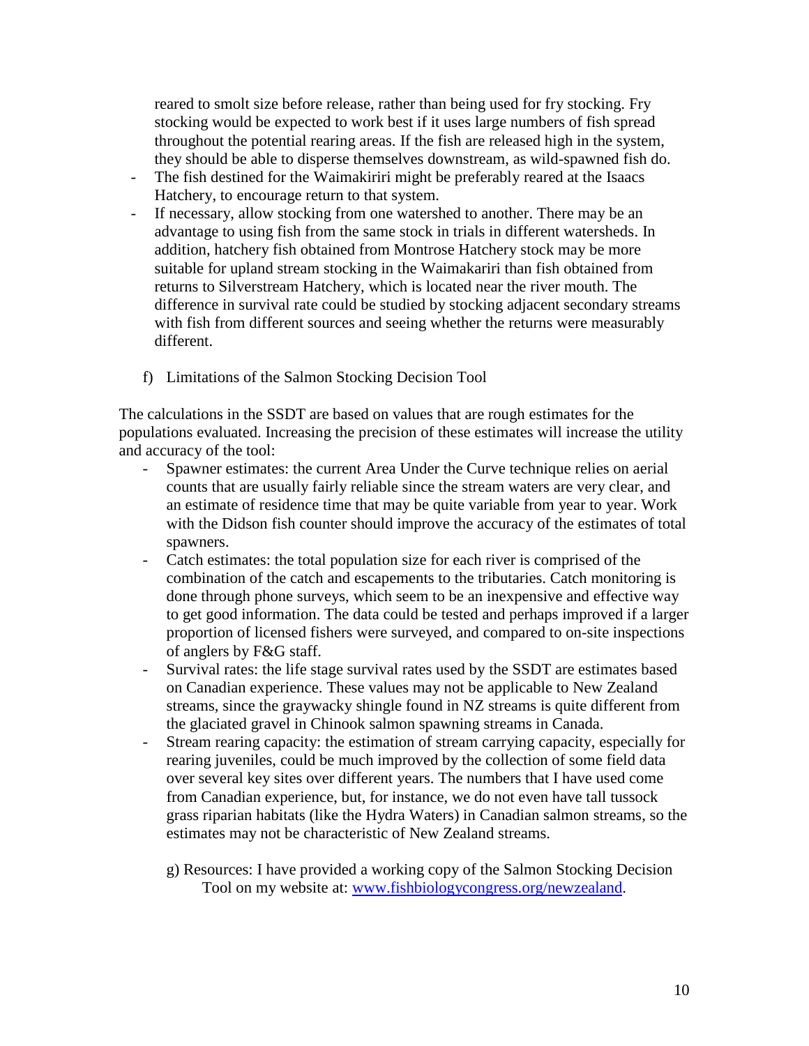reared to smolt size before release, rather than being used for fry stocking. Fry stocking would be expected to work best if it uses large numbers of fish spread throughout the potential rearing areas. If the fish are released high in the system, they should be able to disperse themselves downstream, as wild-spawned fish do.

- The fish destined for the Waimakiriri might be preferably reared at the Isaacs Hatchery, to encourage return to that system.
- If necessary, allow stocking from one watershed to another. There may be an advantage to using fish from the same stock in trials in different watersheds. In addition, hatchery fish obtained from Montrose Hatchery stock may be more suitable for upland stream stocking in the Waimakariri than fish obtained from returns to Silverstream Hatchery, which is located near the river mouth. The difference in survival rate could be studied by stocking adjacent secondary streams with fish from different sources and seeing whether the returns were measurably different.

f) Limitations of the Salmon Stocking Decision Tool

The calculations in the SSDT are based on values that are rough estimates for the populations evaluated. Increasing the precision of these estimates will increase the utility and accuracy of the tool:

- Spawner estimates: the current Area Under the Curve technique relies on aerial counts that are usually fairly reliable since the stream waters are very clear, and an estimate of residence time that may be quite variable from year to year. Work with the Didson fish counter should improve the accuracy of the estimates of total spawners.
- Catch estimates: the total population size for each river is comprised of the combination of the catch and escapements to the tributaries. Catch monitoring is done through phone surveys, which seem to be an inexpensive and effective way to get good information. The data could be tested and perhaps improved if a larger proportion of licensed fishers were surveyed, and compared to on-site inspections of anglers by F&G staff.
- Survival rates: the life stage survival rates used by the SSDT are estimates based on Canadian experience. These values may not be applicable to New Zealand streams, since the graywacky shingle found in NZ streams is quite different from the glaciated gravel in Chinook salmon spawning streams in Canada.
- Stream rearing capacity: the estimation of stream carrying capacity, especially for rearing juveniles, could be much improved by the collection of some field data over several key sites over different years. The numbers that I have used come from Canadian experience, but, for instance, we do not even have tall tussock grass riparian habitats (like the Hydra Waters) in Canadian salmon streams, so the estimates may not be characteristic of New Zealand streams.

g) Resources: I have provided a working copy of the Salmon Stocking Decision Tool on my website at: [www.fishbiologycongress.org/newzealand](www.fishbiologycongress.org/newzealand).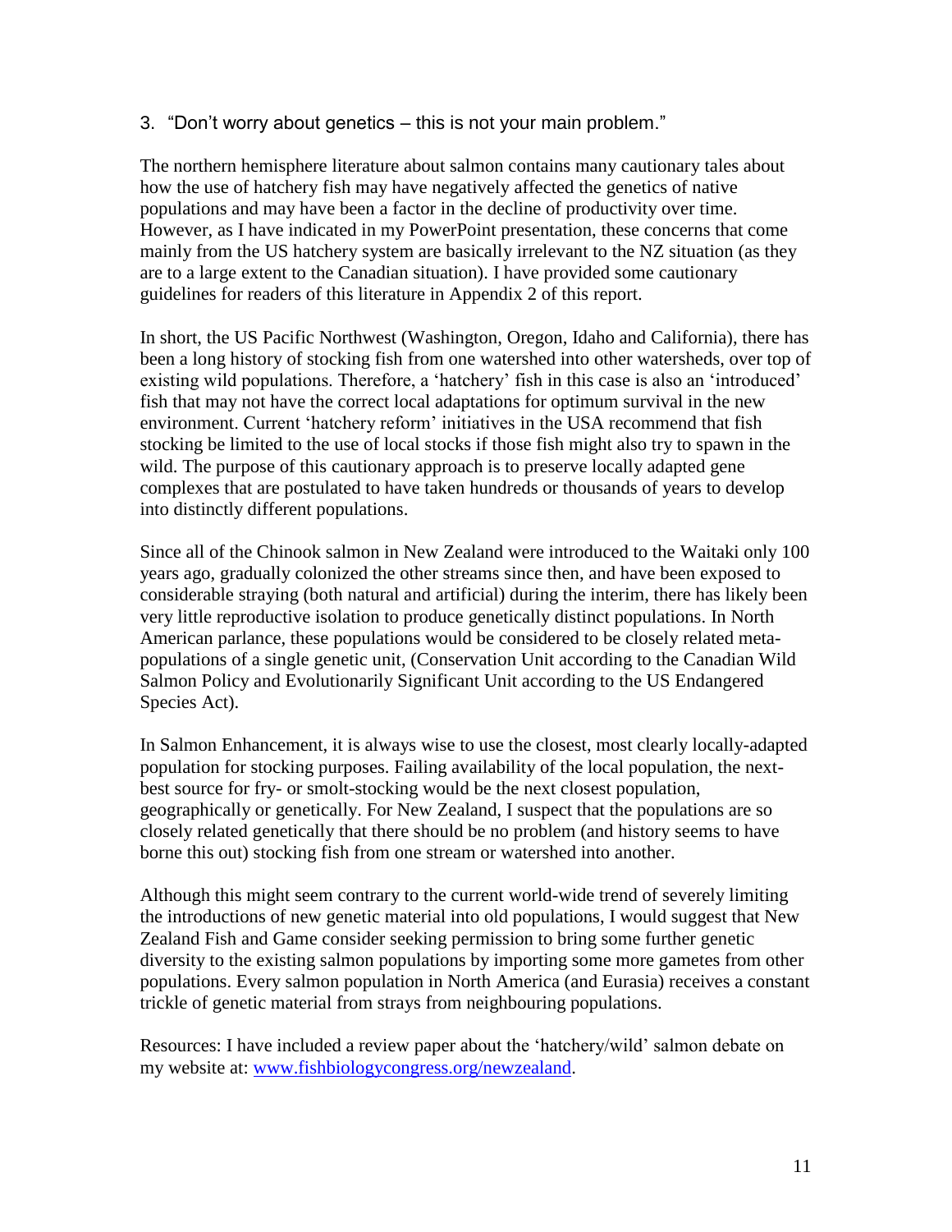3. "Don't worry about genetics – this is not your main problem."

The northern hemisphere literature about salmon contains many cautionary tales about how the use of hatchery fish may have negatively affected the genetics of native populations and may have been a factor in the decline of productivity over time. However, as I have indicated in my PowerPoint presentation, these concerns that come mainly from the US hatchery system are basically irrelevant to the NZ situation (as they are to a large extent to the Canadian situation). I have provided some cautionary guidelines for readers of this literature in Appendix 2 of this report.

In short, the US Pacific Northwest (Washington, Oregon, Idaho and California), there has been a long history of stocking fish from one watershed into other watersheds, over top of existing wild populations. Therefore, a 'hatchery' fish in this case is also an 'introduced' fish that may not have the correct local adaptations for optimum survival in the new environment. Current 'hatchery reform' initiatives in the USA recommend that fish stocking be limited to the use of local stocks if those fish might also try to spawn in the wild. The purpose of this cautionary approach is to preserve locally adapted gene complexes that are postulated to have taken hundreds or thousands of years to develop into distinctly different populations.

Since all of the Chinook salmon in New Zealand were introduced to the Waitaki only 100 years ago, gradually colonized the other streams since then, and have been exposed to considerable straying (both natural and artificial) during the interim, there has likely been very little reproductive isolation to produce genetically distinct populations. In North American parlance, these populations would be considered to be closely related meta-populations of a single genetic unit, (Conservation Unit according to the Canadian Wild Salmon Policy and Evolutionarily Significant Unit according to the US Endangered Species Act).

In Salmon Enhancement, it is always wise to use the closest, most clearly locally-adapted population for stocking purposes. Failing availability of the local population, the next-best source for fry- or smolt-stocking would be the next closest population, geographically or genetically. For New Zealand, I suspect that the populations are so closely related genetically that there should be no problem (and history seems to have borne this out) stocking fish from one stream or watershed into another.

Although this might seem contrary to the current world-wide trend of severely limiting the introductions of new genetic material into old populations, I would suggest that New Zealand Fish and Game consider seeking permission to bring some further genetic diversity to the existing salmon populations by importing some more gametes from other populations. Every salmon population in North America (and Eurasia) receives a constant trickle of genetic material from strays from neighbouring populations.

Resources: I have included a review paper about the 'hatchery/wild' salmon debate on my website at: [www.fishbiologycongress.org/newzealand](www.fishbiologycongress.org/newzealand).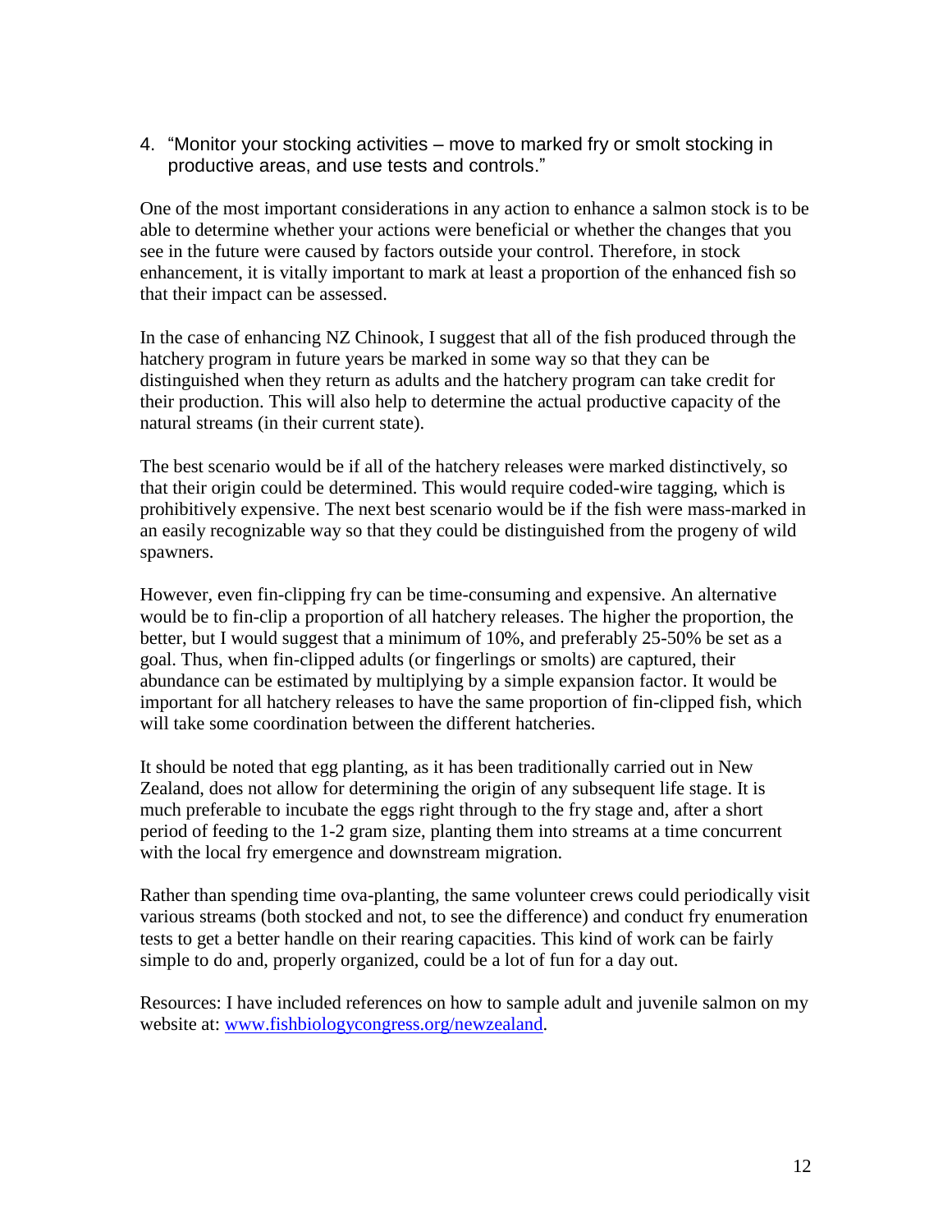4. "Monitor your stocking activities – move to marked fry or smolt stocking in productive areas, and use tests and controls."

One of the most important considerations in any action to enhance a salmon stock is to be able to determine whether your actions were beneficial or whether the changes that you see in the future were caused by factors outside your control. Therefore, in stock enhancement, it is vitally important to mark at least a proportion of the enhanced fish so that their impact can be assessed.

In the case of enhancing NZ Chinook, I suggest that all of the fish produced through the hatchery program in future years be marked in some way so that they can be distinguished when they return as adults and the hatchery program can take credit for their production. This will also help to determine the actual productive capacity of the natural streams (in their current state).

The best scenario would be if all of the hatchery releases were marked distinctively, so that their origin could be determined. This would require coded-wire tagging, which is prohibitively expensive. The next best scenario would be if the fish were mass-marked in an easily recognizable way so that they could be distinguished from the progeny of wild spawners.

However, even fin-clipping fry can be time-consuming and expensive. An alternative would be to fin-clip a proportion of all hatchery releases. The higher the proportion, the better, but I would suggest that a minimum of 10%, and preferably 25-50% be set as a goal. Thus, when fin-clipped adults (or fingerlings or smolts) are captured, their abundance can be estimated by multiplying by a simple expansion factor. It would be important for all hatchery releases to have the same proportion of fin-clipped fish, which will take some coordination between the different hatcheries.

It should be noted that egg planting, as it has been traditionally carried out in New Zealand, does not allow for determining the origin of any subsequent life stage. It is much preferable to incubate the eggs right through to the fry stage and, after a short period of feeding to the 1-2 gram size, planting them into streams at a time concurrent with the local fry emergence and downstream migration.

Rather than spending time ova-planting, the same volunteer crews could periodically visit various streams (both stocked and not, to see the difference) and conduct fry enumeration tests to get a better handle on their rearing capacities. This kind of work can be fairly simple to do and, properly organized, could be a lot of fun for a day out.

Resources: I have included references on how to sample adult and juvenile salmon on my website at: [www.fishbiologycongress.org/newzealand](http://www.fishbiologycongress.org/newzealand).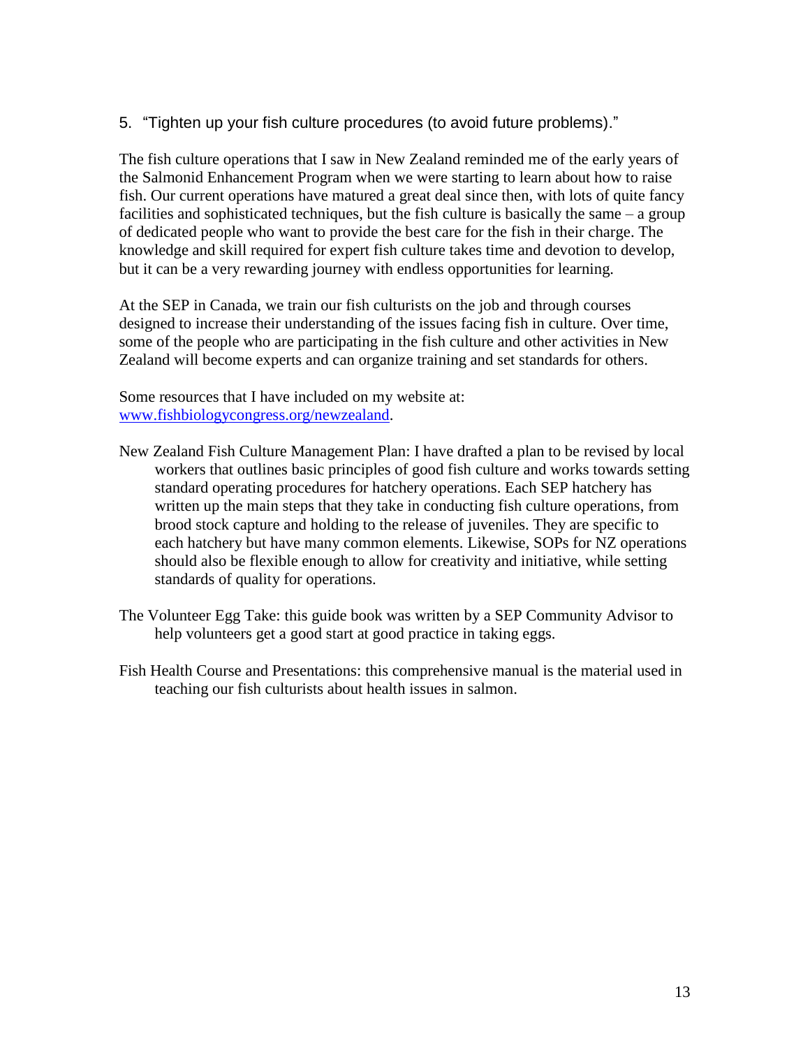5. "Tighten up your fish culture procedures (to avoid future problems)."

The fish culture operations that I saw in New Zealand reminded me of the early years of the Salmonid Enhancement Program when we were starting to learn about how to raise fish. Our current operations have matured a great deal since then, with lots of quite fancy facilities and sophisticated techniques, but the fish culture is basically the same – a group of dedicated people who want to provide the best care for the fish in their charge. The knowledge and skill required for expert fish culture takes time and devotion to develop, but it can be a very rewarding journey with endless opportunities for learning.

At the SEP in Canada, we train our fish culturists on the job and through courses designed to increase their understanding of the issues facing fish in culture. Over time, some of the people who are participating in the fish culture and other activities in New Zealand will become experts and can organize training and set standards for others.

Some resources that I have included on my website at: [www.fishbiologycongress.org/newzealand](http://www.fishbiologycongress.org/newzealand).

New Zealand Fish Culture Management Plan: I have drafted a plan to be revised by local workers that outlines basic principles of good fish culture and works towards setting standard operating procedures for hatchery operations. Each SEP hatchery has written up the main steps that they take in conducting fish culture operations, from brood stock capture and holding to the release of juveniles. They are specific to each hatchery but have many common elements. Likewise, SOPs for NZ operations should also be flexible enough to allow for creativity and initiative, while setting standards of quality for operations.

The Volunteer Egg Take: this guide book was written by a SEP Community Advisor to help volunteers get a good start at good practice in taking eggs.

Fish Health Course and Presentations: this comprehensive manual is the material used in teaching our fish culturists about health issues in salmon.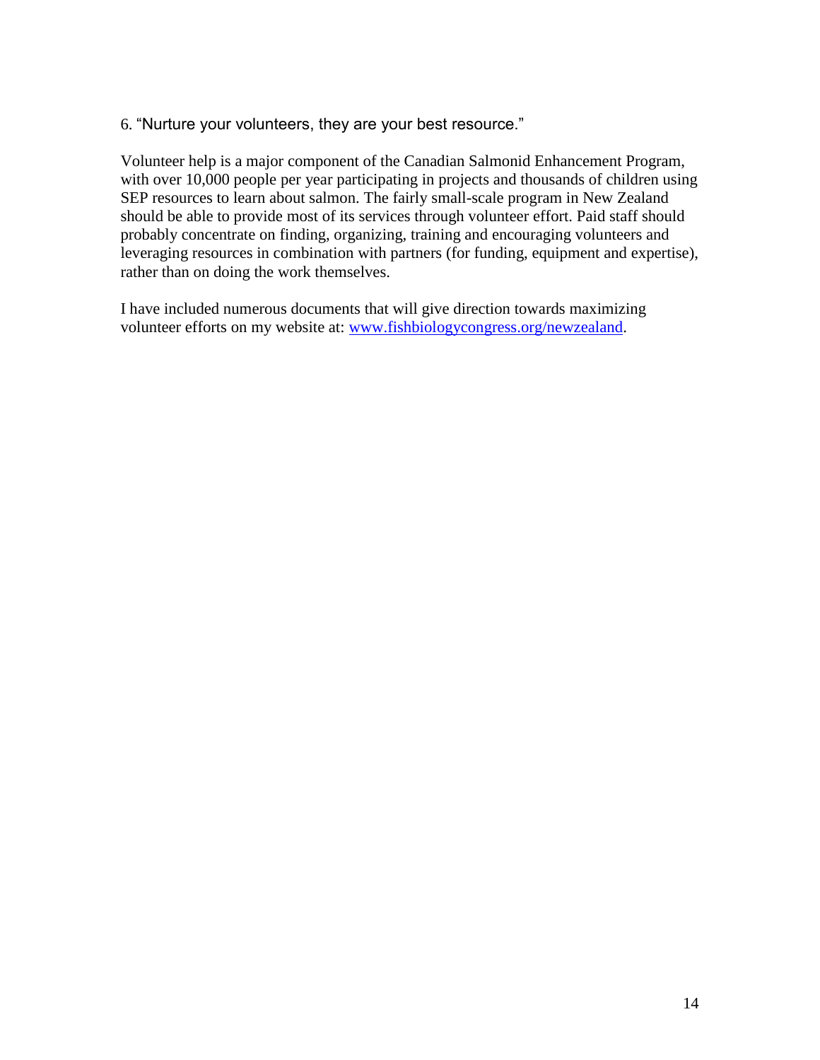6. "Nurture your volunteers, they are your best resource."

Volunteer help is a major component of the Canadian Salmonid Enhancement Program, with over 10,000 people per year participating in projects and thousands of children using SEP resources to learn about salmon. The fairly small-scale program in New Zealand should be able to provide most of its services through volunteer effort. Paid staff should probably concentrate on finding, organizing, training and encouraging volunteers and leveraging resources in combination with partners (for funding, equipment and expertise), rather than on doing the work themselves.

I have included numerous documents that will give direction towards maximizing volunteer efforts on my website at: [www.fishbiologycongress.org/newzealand](http://www.fishbiologycongress.org/newzealand).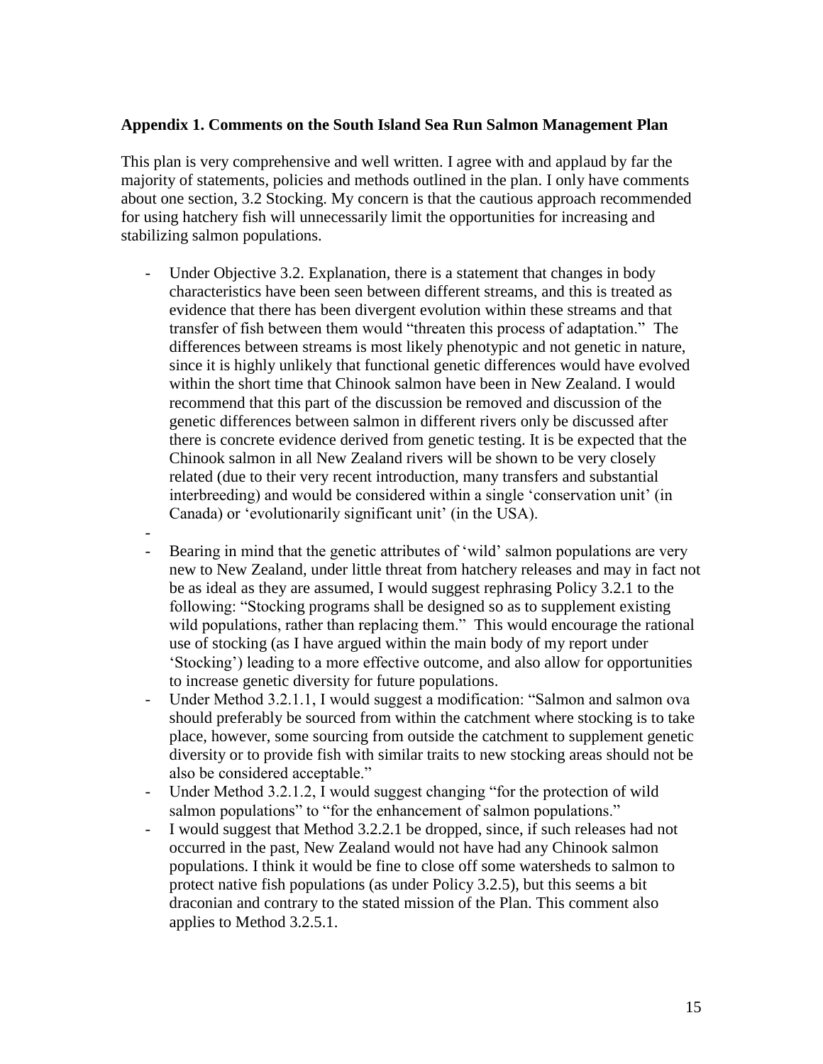**Appendix 1. Comments on the South Island Sea Run Salmon Management Plan**

This plan is very comprehensive and well written. I agree with and applaud by far the majority of statements, policies and methods outlined in the plan. I only have comments about one section, 3.2 Stocking. My concern is that the cautious approach recommended for using hatchery fish will unnecessarily limit the opportunities for increasing and stabilizing salmon populations.

- Under Objective 3.2. Explanation, there is a statement that changes in body characteristics have been seen between different streams, and this is treated as evidence that there has been divergent evolution within these streams and that transfer of fish between them would "threaten this process of adaptation." The differences between streams is most likely phenotypic and not genetic in nature, since it is highly unlikely that functional genetic differences would have evolved within the short time that Chinook salmon have been in New Zealand. I would recommend that this part of the discussion be removed and discussion of the genetic differences between salmon in different rivers only be discussed after there is concrete evidence derived from genetic testing. It is be expected that the Chinook salmon in all New Zealand rivers will be shown to be very closely related (due to their very recent introduction, many transfers and substantial interbreeding) and would be considered within a single 'conservation unit' (in Canada) or 'evolutionarily significant unit' (in the USA).
-
- Bearing in mind that the genetic attributes of 'wild' salmon populations are very new to New Zealand, under little threat from hatchery releases and may in fact not be as ideal as they are assumed, I would suggest rephrasing Policy 3.2.1 to the following: "Stocking programs shall be designed so as to supplement existing wild populations, rather than replacing them." This would encourage the rational use of stocking (as I have argued within the main body of my report under 'Stocking') leading to a more effective outcome, and also allow for opportunities to increase genetic diversity for future populations.
- Under Method 3.2.1.1, I would suggest a modification: "Salmon and salmon ova should preferably be sourced from within the catchment where stocking is to take place, however, some sourcing from outside the catchment to supplement genetic diversity or to provide fish with similar traits to new stocking areas should not be also be considered acceptable."
- Under Method 3.2.1.2, I would suggest changing "for the protection of wild salmon populations" to "for the enhancement of salmon populations."
- I would suggest that Method 3.2.2.1 be dropped, since, if such releases had not occurred in the past, New Zealand would not have had any Chinook salmon populations. I think it would be fine to close off some watersheds to salmon to protect native fish populations (as under Policy 3.2.5), but this seems a bit draconian and contrary to the stated mission of the Plan. This comment also applies to Method 3.2.5.1.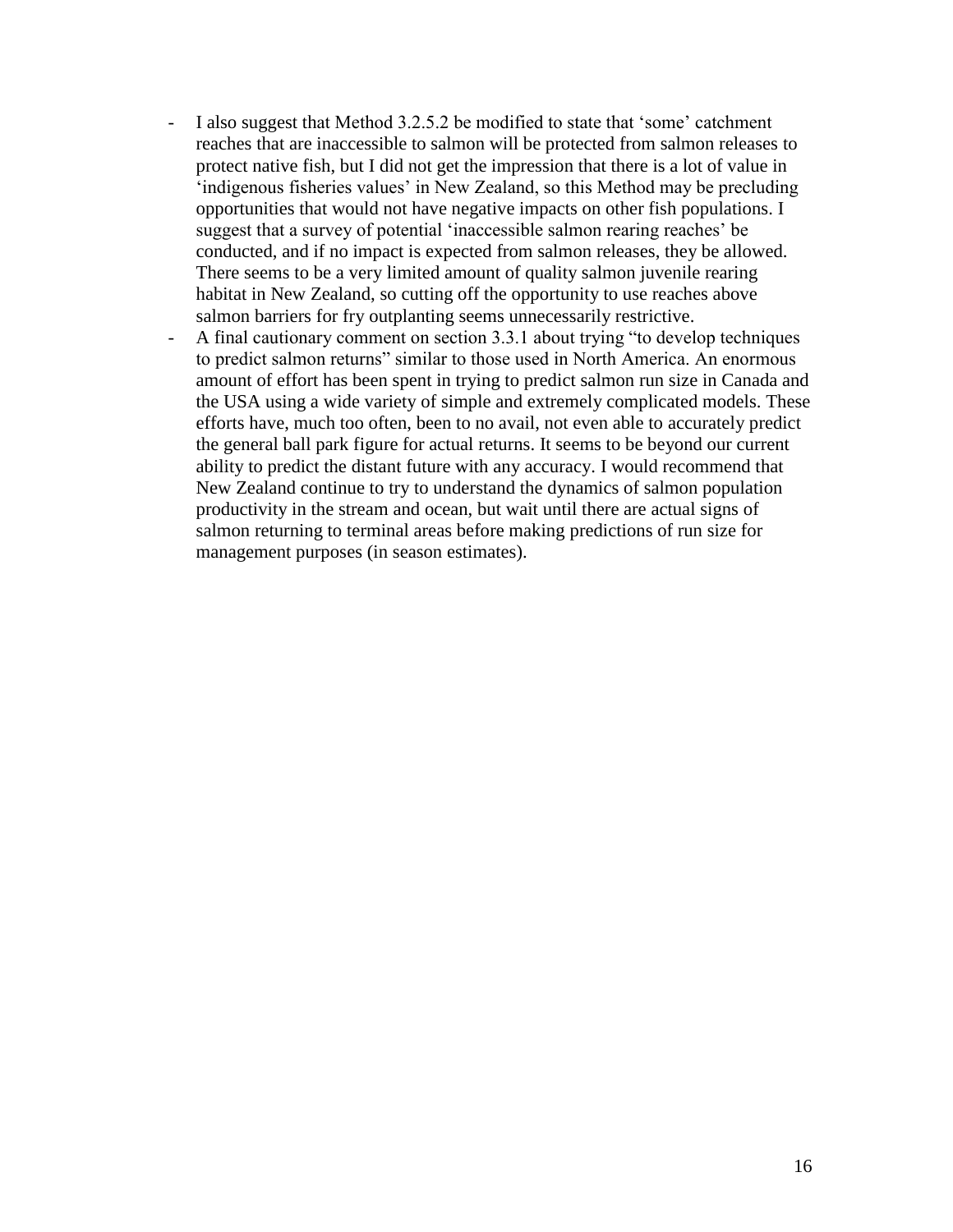- I also suggest that Method 3.2.5.2 be modified to state that 'some' catchment reaches that are inaccessible to salmon will be protected from salmon releases to protect native fish, but I did not get the impression that there is a lot of value in 'indigenous fisheries values' in New Zealand, so this Method may be precluding opportunities that would not have negative impacts on other fish populations. I suggest that a survey of potential 'inaccessible salmon rearing reaches' be conducted, and if no impact is expected from salmon releases, they be allowed. There seems to be a very limited amount of quality salmon juvenile rearing habitat in New Zealand, so cutting off the opportunity to use reaches above salmon barriers for fry outplanting seems unnecessarily restrictive.
- A final cautionary comment on section 3.3.1 about trying "to develop techniques to predict salmon returns" similar to those used in North America. An enormous amount of effort has been spent in trying to predict salmon run size in Canada and the USA using a wide variety of simple and extremely complicated models. These efforts have, much too often, been to no avail, not even able to accurately predict the general ball park figure for actual returns. It seems to be beyond our current ability to predict the distant future with any accuracy. I would recommend that New Zealand continue to try to understand the dynamics of salmon population productivity in the stream and ocean, but wait until there are actual signs of salmon returning to terminal areas before making predictions of run size for management purposes (in season estimates).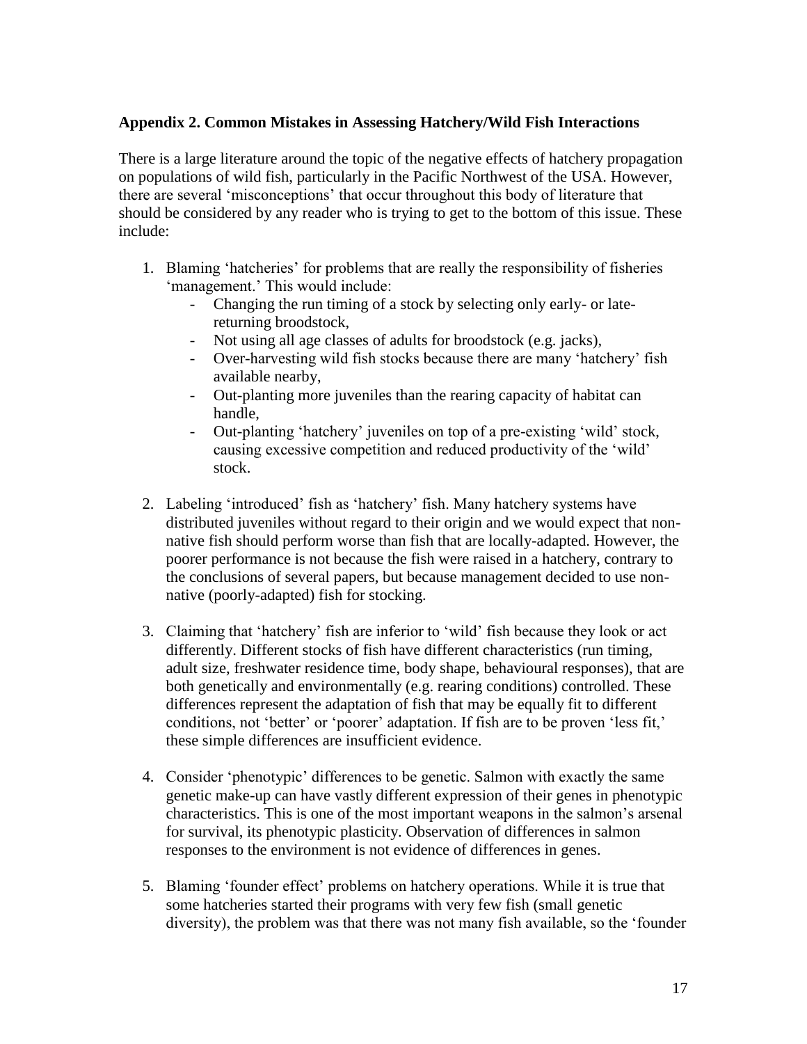**Appendix 2. Common Mistakes in Assessing Hatchery/Wild Fish Interactions**

There is a large literature around the topic of the negative effects of hatchery propagation on populations of wild fish, particularly in the Pacific Northwest of the USA. However, there are several 'misconceptions' that occur throughout this body of literature that should be considered by any reader who is trying to get to the bottom of this issue. These include:

1. Blaming 'hatcheries' for problems that are really the responsibility of fisheries 'management.' This would include:
   - Changing the run timing of a stock by selecting only early- or late-returning broodstock,
   - Not using all age classes of adults for broodstock (e.g. jacks),
   - Over-harvesting wild fish stocks because there are many 'hatchery' fish available nearby,
   - Out-planting more juveniles than the rearing capacity of habitat can handle,
   - Out-planting 'hatchery' juveniles on top of a pre-existing 'wild' stock, causing excessive competition and reduced productivity of the 'wild' stock.

2. Labeling 'introduced' fish as 'hatchery' fish. Many hatchery systems have distributed juveniles without regard to their origin and we would expect that non-native fish should perform worse than fish that are locally-adapted. However, the poorer performance is not because the fish were raised in a hatchery, contrary to the conclusions of several papers, but because management decided to use non-native (poorly-adapted) fish for stocking.

3. Claiming that 'hatchery' fish are inferior to 'wild' fish because they look or act differently. Different stocks of fish have different characteristics (run timing, adult size, freshwater residence time, body shape, behavioural responses), that are both genetically and environmentally (e.g. rearing conditions) controlled. These differences represent the adaptation of fish that may be equally fit to different conditions, not 'better' or 'poorer' adaptation. If fish are to be proven 'less fit,' these simple differences are insufficient evidence.

4. Consider 'phenotypic' differences to be genetic. Salmon with exactly the same genetic make-up can have vastly different expression of their genes in phenotypic characteristics. This is one of the most important weapons in the salmon's arsenal for survival, its phenotypic plasticity. Observation of differences in salmon responses to the environment is not evidence of differences in genes.

5. Blaming 'founder effect' problems on hatchery operations. While it is true that some hatcheries started their programs with very few fish (small genetic diversity), the problem was that there was not many fish available, so the 'founder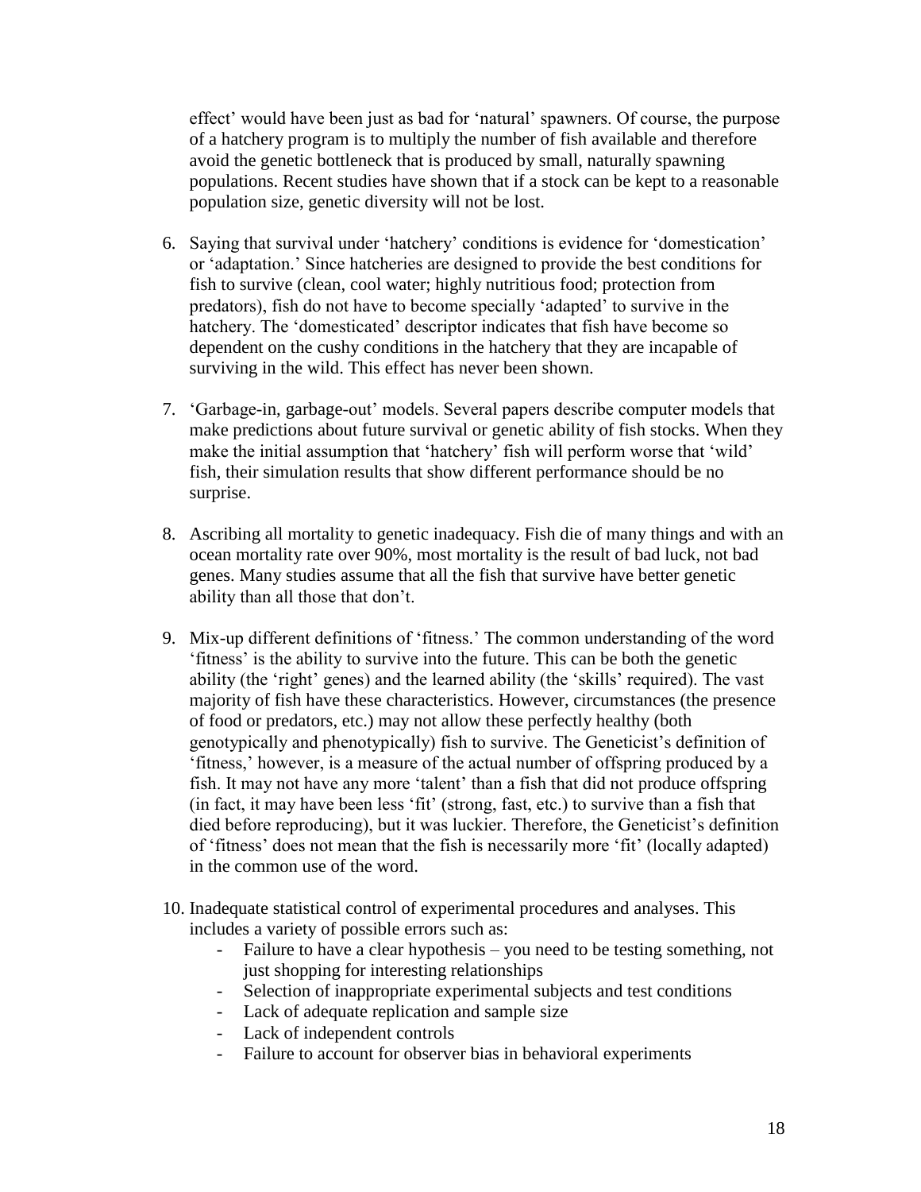effect' would have been just as bad for 'natural' spawners. Of course, the purpose of a hatchery program is to multiply the number of fish available and therefore avoid the genetic bottleneck that is produced by small, naturally spawning populations. Recent studies have shown that if a stock can be kept to a reasonable population size, genetic diversity will not be lost.

6. Saying that survival under 'hatchery' conditions is evidence for 'domestication' or 'adaptation.' Since hatcheries are designed to provide the best conditions for fish to survive (clean, cool water; highly nutritious food; protection from predators), fish do not have to become specially 'adapted' to survive in the hatchery. The 'domesticated' descriptor indicates that fish have become so dependent on the cushy conditions in the hatchery that they are incapable of surviving in the wild. This effect has never been shown.

7. 'Garbage-in, garbage-out' models. Several papers describe computer models that make predictions about future survival or genetic ability of fish stocks. When they make the initial assumption that 'hatchery' fish will perform worse that 'wild' fish, their simulation results that show different performance should be no surprise.

8. Ascribing all mortality to genetic inadequacy. Fish die of many things and with an ocean mortality rate over 90%, most mortality is the result of bad luck, not bad genes. Many studies assume that all the fish that survive have better genetic ability than all those that don't.

9. Mix-up different definitions of 'fitness.' The common understanding of the word 'fitness' is the ability to survive into the future. This can be both the genetic ability (the 'right' genes) and the learned ability (the 'skills' required). The vast majority of fish have these characteristics. However, circumstances (the presence of food or predators, etc.) may not allow these perfectly healthy (both genotypically and phenotypically) fish to survive. The Geneticist's definition of 'fitness,' however, is a measure of the actual number of offspring produced by a fish. It may not have any more 'talent' than a fish that did not produce offspring (in fact, it may have been less 'fit' (strong, fast, etc.) to survive than a fish that died before reproducing), but it was luckier. Therefore, the Geneticist's definition of 'fitness' does not mean that the fish is necessarily more 'fit' (locally adapted) in the common use of the word.

10. Inadequate statistical control of experimental procedures and analyses. This includes a variety of possible errors such as:
    - Failure to have a clear hypothesis – you need to be testing something, not just shopping for interesting relationships
    - Selection of inappropriate experimental subjects and test conditions
    - Lack of adequate replication and sample size
    - Lack of independent controls
    - Failure to account for observer bias in behavioral experiments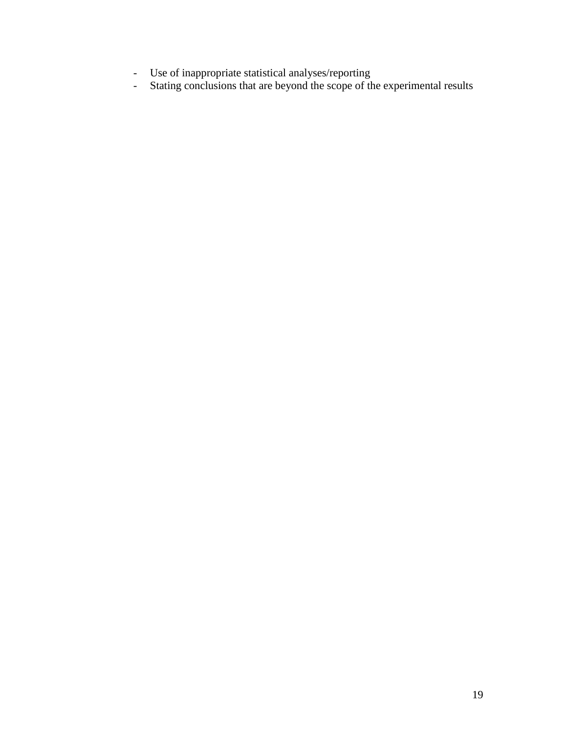- Use of inappropriate statistical analyses/reporting
- Stating conclusions that are beyond the scope of the experimental results